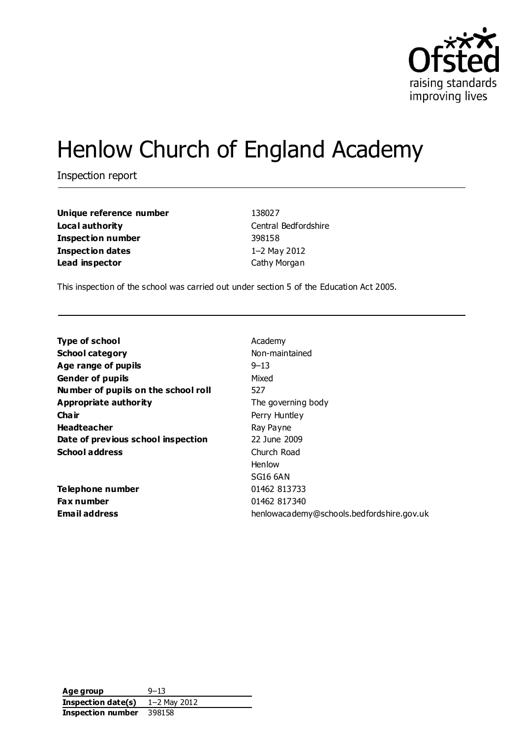# Henlow Church of England Academy

Inspection report

| | |
|---|---|
| **Unique reference number** | 138027 |
| **Local authority** | Central Bedfordshire |
| **Inspection number** | 398158 |
| **Inspection dates** | 1–2 May 2012 |
| **Lead inspector** | Cathy Morgan |

This inspection of the school was carried out under section 5 of the Education Act 2005.

| | |
|---|---|
| **Type of school** | Academy |
| **School category** | Non-maintained |
| **Age range of pupils** | 9–13 |
| **Gender of pupils** | Mixed |
| **Number of pupils on the school roll** | 527 |
| **Appropriate authority** | The governing body |
| **Chair** | Perry Huntley |
| **Headteacher** | Ray Payne |
| **Date of previous school inspection** | 22 June 2009 |
| **School address** | Church Road<br>Henlow<br>SG16 6AN |
| **Telephone number** | 01462 813733 |
| **Fax number** | 01462 817340 |
| **Email address** | henlowacademy@schools.bedfordshire.gov.uk |

| | |
|---|---|
| **Age group** | 9–13 |
| **Inspection date(s)** | 1–2 May 2012 |
| **Inspection number** | 398158 |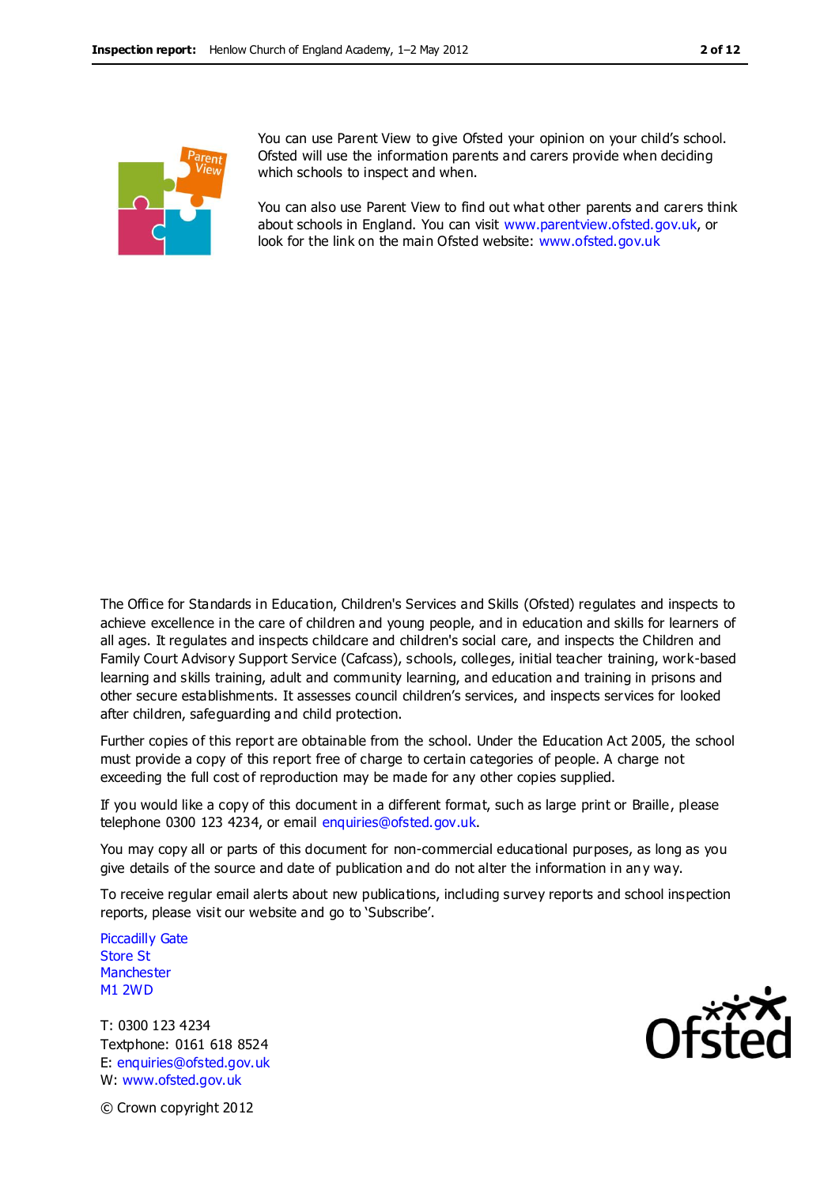You can use Parent View to give Ofsted your opinion on your child's school. Ofsted will use the information parents and carers provide when deciding which schools to inspect and when.

You can also use Parent View to find out what other parents and carers think about schools in England. You can visit www.parentview.ofsted.gov.uk, or look for the link on the main Ofsted website: www.ofsted.gov.uk

The Office for Standards in Education, Children's Services and Skills (Ofsted) regulates and inspects to achieve excellence in the care of children and young people, and in education and skills for learners of all ages. It regulates and inspects childcare and children's social care, and inspects the Children and Family Court Advisory Support Service (Cafcass), schools, colleges, initial teacher training, work-based learning and skills training, adult and community learning, and education and training in prisons and other secure establishments. It assesses council children's services, and inspects services for looked after children, safeguarding and child protection.

Further copies of this report are obtainable from the school. Under the Education Act 2005, the school must provide a copy of this report free of charge to certain categories of people. A charge not exceeding the full cost of reproduction may be made for any other copies supplied.

If you would like a copy of this document in a different format, such as large print or Braille, please telephone 0300 123 4234, or email enquiries@ofsted.gov.uk.

You may copy all or parts of this document for non-commercial educational purposes, as long as you give details of the source and date of publication and do not alter the information in any way.

To receive regular email alerts about new publications, including survey reports and school inspection reports, please visit our website and go to 'Subscribe'.

Piccadilly Gate
Store St
Manchester
M1 2WD

T: 0300 123 4234
Textphone: 0161 618 8524
E: enquiries@ofsted.gov.uk
W: www.ofsted.gov.uk

© Crown copyright 2012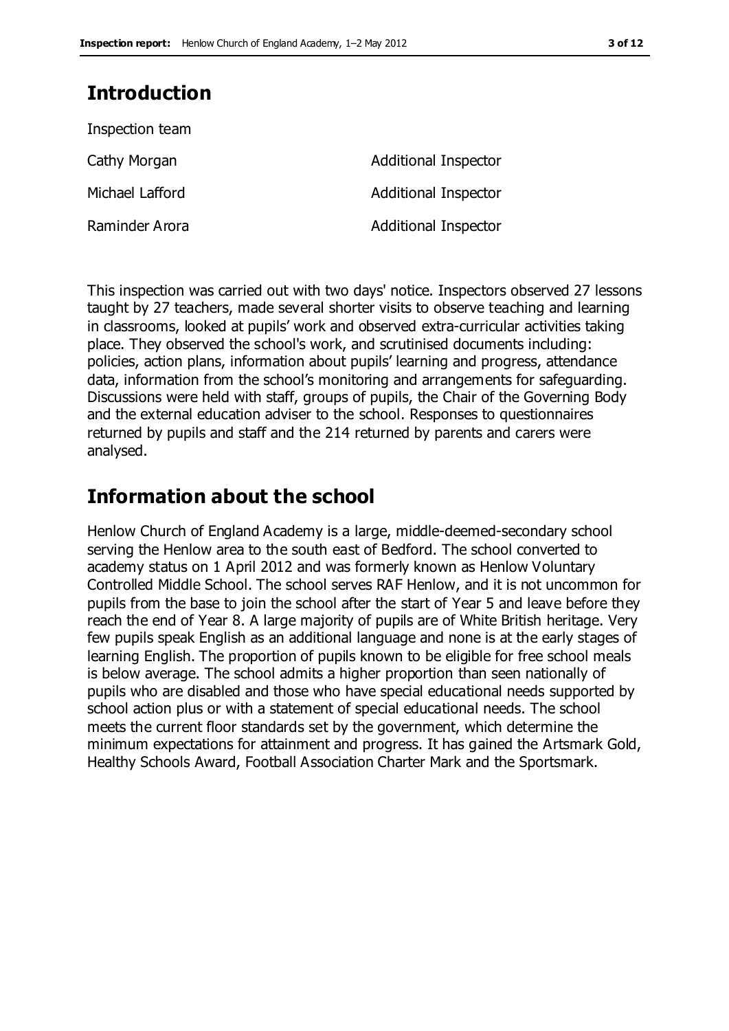## Introduction

Inspection team

| | |
|---|---|
| Cathy Morgan | Additional Inspector |
| Michael Lafford | Additional Inspector |
| Raminder Arora | Additional Inspector |

This inspection was carried out with two days' notice. Inspectors observed 27 lessons taught by 27 teachers, made several shorter visits to observe teaching and learning in classrooms, looked at pupils' work and observed extra-curricular activities taking place. They observed the school's work, and scrutinised documents including: policies, action plans, information about pupils' learning and progress, attendance data, information from the school's monitoring and arrangements for safeguarding. Discussions were held with staff, groups of pupils, the Chair of the Governing Body and the external education adviser to the school. Responses to questionnaires returned by pupils and staff and the 214 returned by parents and carers were analysed.

## Information about the school

Henlow Church of England Academy is a large, middle-deemed-secondary school serving the Henlow area to the south east of Bedford. The school converted to academy status on 1 April 2012 and was formerly known as Henlow Voluntary Controlled Middle School. The school serves RAF Henlow, and it is not uncommon for pupils from the base to join the school after the start of Year 5 and leave before they reach the end of Year 8. A large majority of pupils are of White British heritage. Very few pupils speak English as an additional language and none is at the early stages of learning English. The proportion of pupils known to be eligible for free school meals is below average. The school admits a higher proportion than seen nationally of pupils who are disabled and those who have special educational needs supported by school action plus or with a statement of special educational needs. The school meets the current floor standards set by the government, which determine the minimum expectations for attainment and progress. It has gained the Artsmark Gold, Healthy Schools Award, Football Association Charter Mark and the Sportsmark.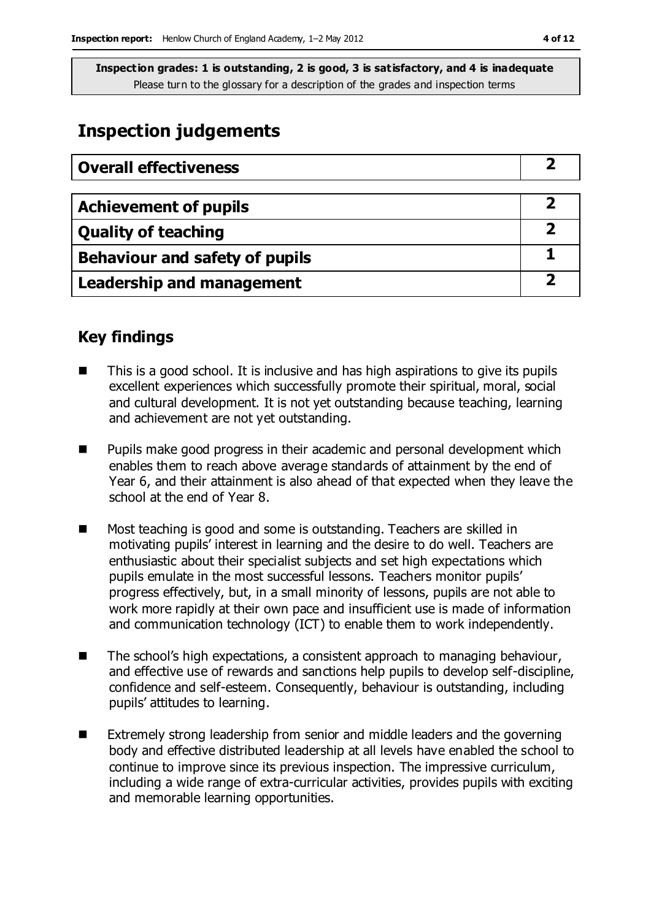**Inspection grades: 1 is outstanding, 2 is good, 3 is satisfactory, and 4 is inadequate**
Please turn to the glossary for a description of the grades and inspection terms

# Inspection judgements

| Overall effectiveness | 2 |
|---|---|
| Achievement of pupils | 2 |
| Quality of teaching | 2 |
| Behaviour and safety of pupils | 1 |
| Leadership and management | 2 |

## Key findings

- This is a good school. It is inclusive and has high aspirations to give its pupils excellent experiences which successfully promote their spiritual, moral, social and cultural development. It is not yet outstanding because teaching, learning and achievement are not yet outstanding.
- Pupils make good progress in their academic and personal development which enables them to reach above average standards of attainment by the end of Year 6, and their attainment is also ahead of that expected when they leave the school at the end of Year 8.
- Most teaching is good and some is outstanding. Teachers are skilled in motivating pupils' interest in learning and the desire to do well. Teachers are enthusiastic about their specialist subjects and set high expectations which pupils emulate in the most successful lessons. Teachers monitor pupils' progress effectively, but, in a small minority of lessons, pupils are not able to work more rapidly at their own pace and insufficient use is made of information and communication technology (ICT) to enable them to work independently.
- The school's high expectations, a consistent approach to managing behaviour, and effective use of rewards and sanctions help pupils to develop self-discipline, confidence and self-esteem. Consequently, behaviour is outstanding, including pupils' attitudes to learning.
- Extremely strong leadership from senior and middle leaders and the governing body and effective distributed leadership at all levels have enabled the school to continue to improve since its previous inspection. The impressive curriculum, including a wide range of extra-curricular activities, provides pupils with exciting and memorable learning opportunities.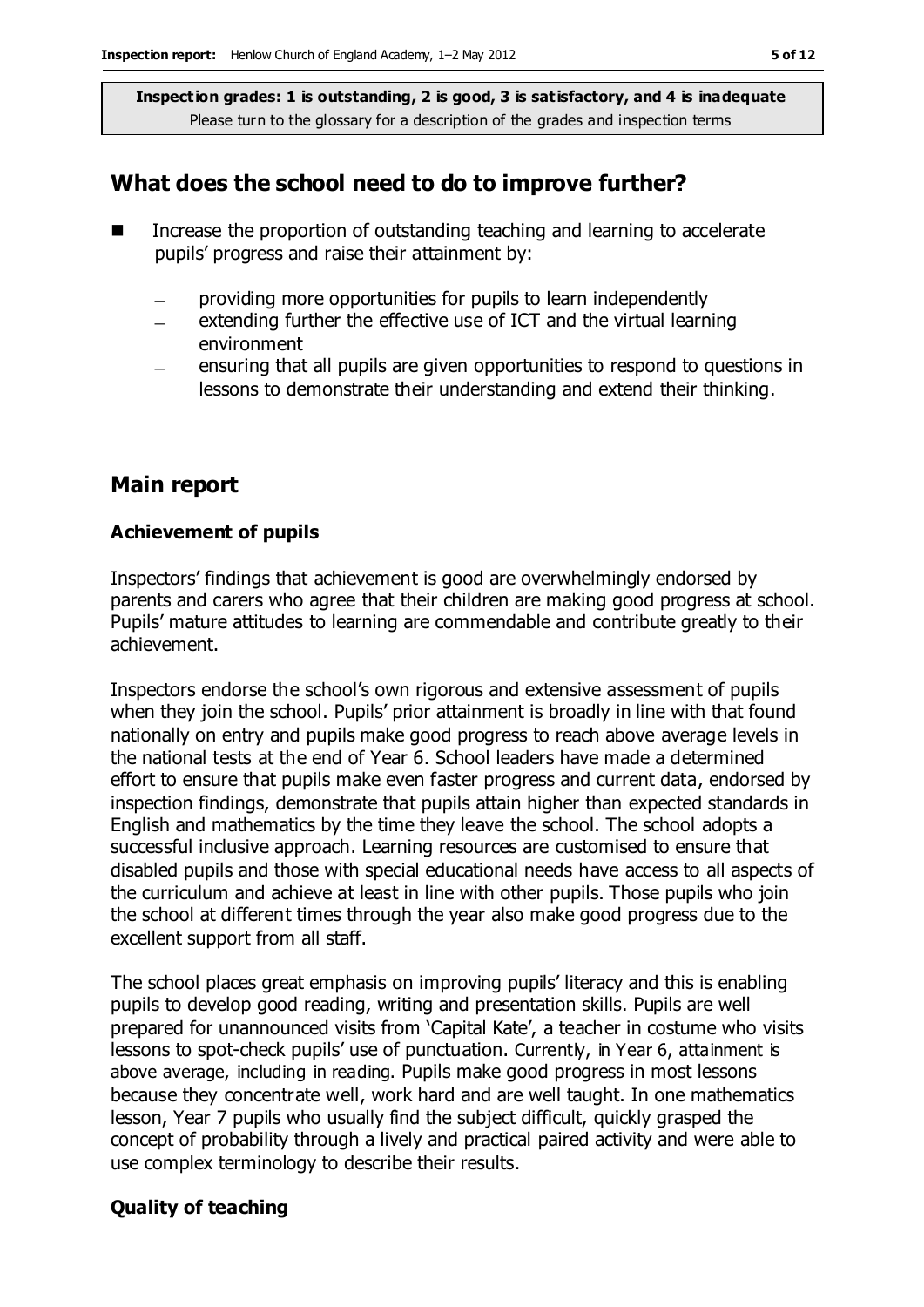**Inspection grades: 1 is outstanding, 2 is good, 3 is satisfactory, and 4 is inadequate**
Please turn to the glossary for a description of the grades and inspection terms

## What does the school need to do to improve further?

- Increase the proportion of outstanding teaching and learning to accelerate pupils' progress and raise their attainment by:
  - providing more opportunities for pupils to learn independently
  - extending further the effective use of ICT and the virtual learning environment
  - ensuring that all pupils are given opportunities to respond to questions in lessons to demonstrate their understanding and extend their thinking.

## Main report

### Achievement of pupils

Inspectors' findings that achievement is good are overwhelmingly endorsed by parents and carers who agree that their children are making good progress at school. Pupils' mature attitudes to learning are commendable and contribute greatly to their achievement.

Inspectors endorse the school's own rigorous and extensive assessment of pupils when they join the school. Pupils' prior attainment is broadly in line with that found nationally on entry and pupils make good progress to reach above average levels in the national tests at the end of Year 6. School leaders have made a determined effort to ensure that pupils make even faster progress and current data, endorsed by inspection findings, demonstrate that pupils attain higher than expected standards in English and mathematics by the time they leave the school. The school adopts a successful inclusive approach. Learning resources are customised to ensure that disabled pupils and those with special educational needs have access to all aspects of the curriculum and achieve at least in line with other pupils. Those pupils who join the school at different times through the year also make good progress due to the excellent support from all staff.

The school places great emphasis on improving pupils' literacy and this is enabling pupils to develop good reading, writing and presentation skills. Pupils are well prepared for unannounced visits from 'Capital Kate', a teacher in costume who visits lessons to spot-check pupils' use of punctuation. Currently, in Year 6, attainment is above average, including in reading. Pupils make good progress in most lessons because they concentrate well, work hard and are well taught. In one mathematics lesson, Year 7 pupils who usually find the subject difficult, quickly grasped the concept of probability through a lively and practical paired activity and were able to use complex terminology to describe their results.

### Quality of teaching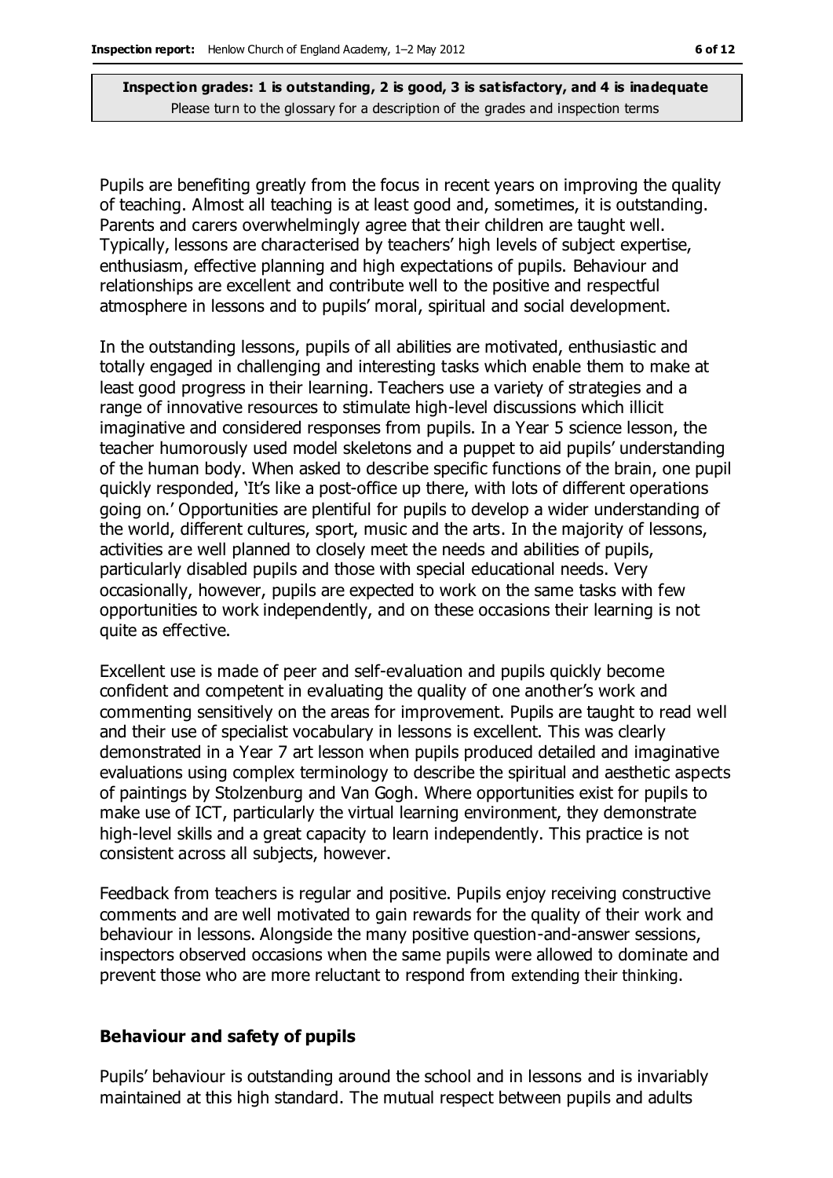Pupils are benefiting greatly from the focus in recent years on improving the quality of teaching. Almost all teaching is at least good and, sometimes, it is outstanding. Parents and carers overwhelmingly agree that their children are taught well. Typically, lessons are characterised by teachers' high levels of subject expertise, enthusiasm, effective planning and high expectations of pupils. Behaviour and relationships are excellent and contribute well to the positive and respectful atmosphere in lessons and to pupils' moral, spiritual and social development.

In the outstanding lessons, pupils of all abilities are motivated, enthusiastic and totally engaged in challenging and interesting tasks which enable them to make at least good progress in their learning. Teachers use a variety of strategies and a range of innovative resources to stimulate high-level discussions which illicit imaginative and considered responses from pupils. In a Year 5 science lesson, the teacher humorously used model skeletons and a puppet to aid pupils' understanding of the human body. When asked to describe specific functions of the brain, one pupil quickly responded, 'It's like a post-office up there, with lots of different operations going on.' Opportunities are plentiful for pupils to develop a wider understanding of the world, different cultures, sport, music and the arts. In the majority of lessons, activities are well planned to closely meet the needs and abilities of pupils, particularly disabled pupils and those with special educational needs. Very occasionally, however, pupils are expected to work on the same tasks with few opportunities to work independently, and on these occasions their learning is not quite as effective.

Excellent use is made of peer and self-evaluation and pupils quickly become confident and competent in evaluating the quality of one another's work and commenting sensitively on the areas for improvement. Pupils are taught to read well and their use of specialist vocabulary in lessons is excellent. This was clearly demonstrated in a Year 7 art lesson when pupils produced detailed and imaginative evaluations using complex terminology to describe the spiritual and aesthetic aspects of paintings by Stolzenburg and Van Gogh. Where opportunities exist for pupils to make use of ICT, particularly the virtual learning environment, they demonstrate high-level skills and a great capacity to learn independently. This practice is not consistent across all subjects, however.

Feedback from teachers is regular and positive. Pupils enjoy receiving constructive comments and are well motivated to gain rewards for the quality of their work and behaviour in lessons. Alongside the many positive question-and-answer sessions, inspectors observed occasions when the same pupils were allowed to dominate and prevent those who are more reluctant to respond from extending their thinking.

### Behaviour and safety of pupils

Pupils' behaviour is outstanding around the school and in lessons and is invariably maintained at this high standard. The mutual respect between pupils and adults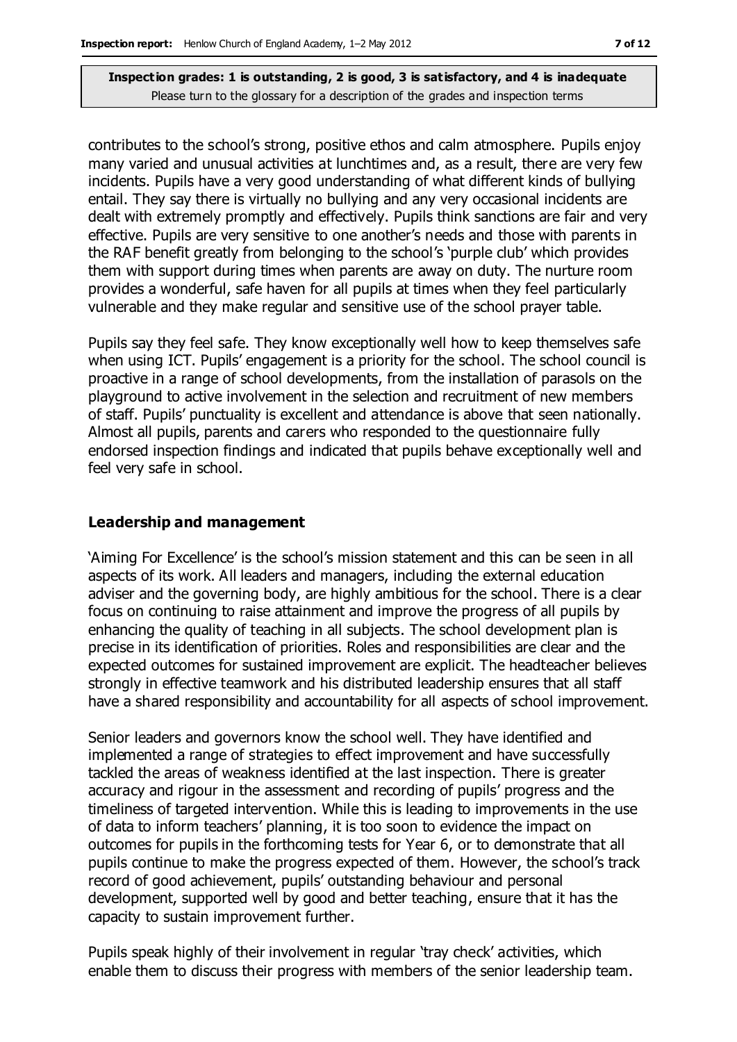contributes to the school's strong, positive ethos and calm atmosphere. Pupils enjoy many varied and unusual activities at lunchtimes and, as a result, there are very few incidents. Pupils have a very good understanding of what different kinds of bullying entail. They say there is virtually no bullying and any very occasional incidents are dealt with extremely promptly and effectively. Pupils think sanctions are fair and very effective. Pupils are very sensitive to one another's needs and those with parents in the RAF benefit greatly from belonging to the school's 'purple club' which provides them with support during times when parents are away on duty. The nurture room provides a wonderful, safe haven for all pupils at times when they feel particularly vulnerable and they make regular and sensitive use of the school prayer table.

Pupils say they feel safe. They know exceptionally well how to keep themselves safe when using ICT. Pupils' engagement is a priority for the school. The school council is proactive in a range of school developments, from the installation of parasols on the playground to active involvement in the selection and recruitment of new members of staff. Pupils' punctuality is excellent and attendance is above that seen nationally. Almost all pupils, parents and carers who responded to the questionnaire fully endorsed inspection findings and indicated that pupils behave exceptionally well and feel very safe in school.

### Leadership and management

'Aiming For Excellence' is the school's mission statement and this can be seen in all aspects of its work. All leaders and managers, including the external education adviser and the governing body, are highly ambitious for the school. There is a clear focus on continuing to raise attainment and improve the progress of all pupils by enhancing the quality of teaching in all subjects. The school development plan is precise in its identification of priorities. Roles and responsibilities are clear and the expected outcomes for sustained improvement are explicit. The headteacher believes strongly in effective teamwork and his distributed leadership ensures that all staff have a shared responsibility and accountability for all aspects of school improvement.

Senior leaders and governors know the school well. They have identified and implemented a range of strategies to effect improvement and have successfully tackled the areas of weakness identified at the last inspection. There is greater accuracy and rigour in the assessment and recording of pupils' progress and the timeliness of targeted intervention. While this is leading to improvements in the use of data to inform teachers' planning, it is too soon to evidence the impact on outcomes for pupils in the forthcoming tests for Year 6, or to demonstrate that all pupils continue to make the progress expected of them. However, the school's track record of good achievement, pupils' outstanding behaviour and personal development, supported well by good and better teaching, ensure that it has the capacity to sustain improvement further.

Pupils speak highly of their involvement in regular 'tray check' activities, which enable them to discuss their progress with members of the senior leadership team.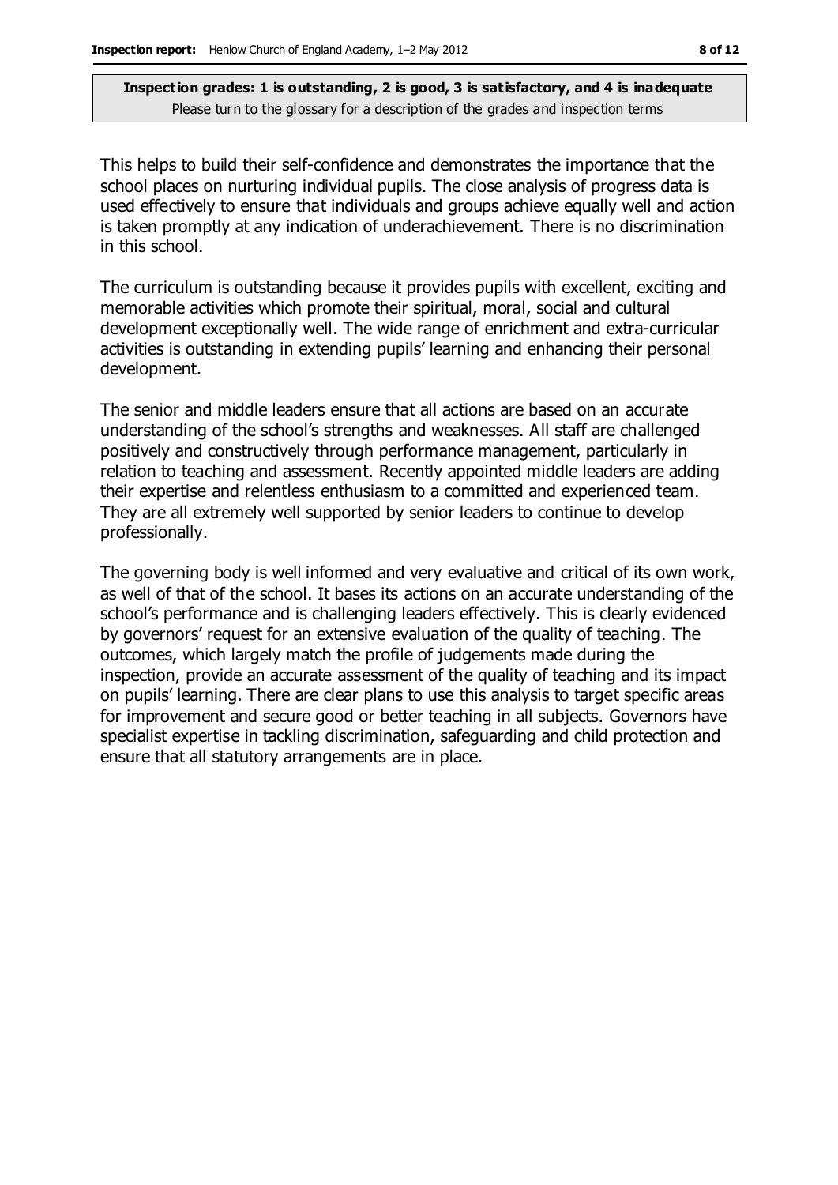**Inspection grades: 1 is outstanding, 2 is good, 3 is satisfactory, and 4 is inadequate**
Please turn to the glossary for a description of the grades and inspection terms

This helps to build their self-confidence and demonstrates the importance that the school places on nurturing individual pupils. The close analysis of progress data is used effectively to ensure that individuals and groups achieve equally well and action is taken promptly at any indication of underachievement. There is no discrimination in this school.

The curriculum is outstanding because it provides pupils with excellent, exciting and memorable activities which promote their spiritual, moral, social and cultural development exceptionally well. The wide range of enrichment and extra-curricular activities is outstanding in extending pupils' learning and enhancing their personal development.

The senior and middle leaders ensure that all actions are based on an accurate understanding of the school's strengths and weaknesses. All staff are challenged positively and constructively through performance management, particularly in relation to teaching and assessment. Recently appointed middle leaders are adding their expertise and relentless enthusiasm to a committed and experienced team. They are all extremely well supported by senior leaders to continue to develop professionally.

The governing body is well informed and very evaluative and critical of its own work, as well of that of the school. It bases its actions on an accurate understanding of the school's performance and is challenging leaders effectively. This is clearly evidenced by governors' request for an extensive evaluation of the quality of teaching. The outcomes, which largely match the profile of judgements made during the inspection, provide an accurate assessment of the quality of teaching and its impact on pupils' learning. There are clear plans to use this analysis to target specific areas for improvement and secure good or better teaching in all subjects. Governors have specialist expertise in tackling discrimination, safeguarding and child protection and ensure that all statutory arrangements are in place.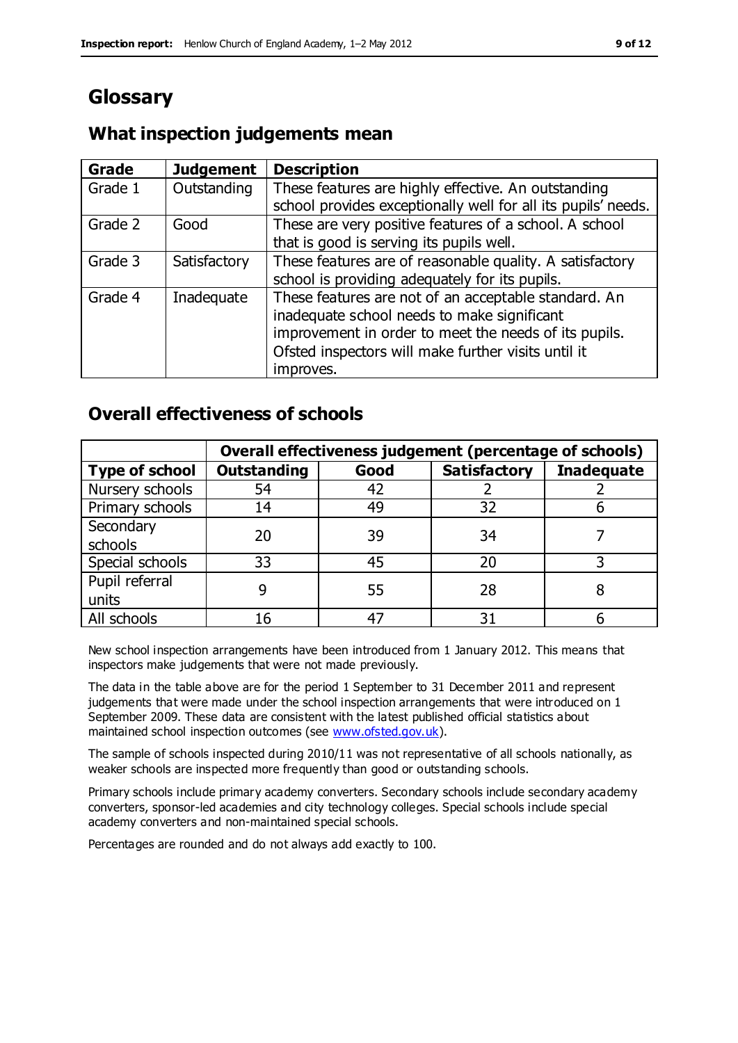# Glossary

## What inspection judgements mean

| Grade | Judgement | Description |
|---|---|---|
| Grade 1 | Outstanding | These features are highly effective. An outstanding school provides exceptionally well for all its pupils' needs. |
| Grade 2 | Good | These are very positive features of a school. A school that is good is serving its pupils well. |
| Grade 3 | Satisfactory | These features are of reasonable quality. A satisfactory school is providing adequately for its pupils. |
| Grade 4 | Inadequate | These features are not of an acceptable standard. An inadequate school needs to make significant improvement in order to meet the needs of its pupils. Ofsted inspectors will make further visits until it improves. |

## Overall effectiveness of schools

| | Overall effectiveness judgement (percentage of schools) | | | |
|---|---|---|---|---|
| **Type of school** | **Outstanding** | **Good** | **Satisfactory** | **Inadequate** |
| Nursery schools | 54 | 42 | 2 | 2 |
| Primary schools | 14 | 49 | 32 | 6 |
| Secondary schools | 20 | 39 | 34 | 7 |
| Special schools | 33 | 45 | 20 | 3 |
| Pupil referral units | 9 | 55 | 28 | 8 |
| All schools | 16 | 47 | 31 | 6 |

New school inspection arrangements have been introduced from 1 January 2012. This means that inspectors make judgements that were not made previously.

The data in the table above are for the period 1 September to 31 December 2011 and represent judgements that were made under the school inspection arrangements that were introduced on 1 September 2009. These data are consistent with the latest published official statistics about maintained school inspection outcomes (see www.ofsted.gov.uk).

The sample of schools inspected during 2010/11 was not representative of all schools nationally, as weaker schools are inspected more frequently than good or outstanding schools.

Primary schools include primary academy converters. Secondary schools include secondary academy converters, sponsor-led academies and city technology colleges. Special schools include special academy converters and non-maintained special schools.

Percentages are rounded and do not always add exactly to 100.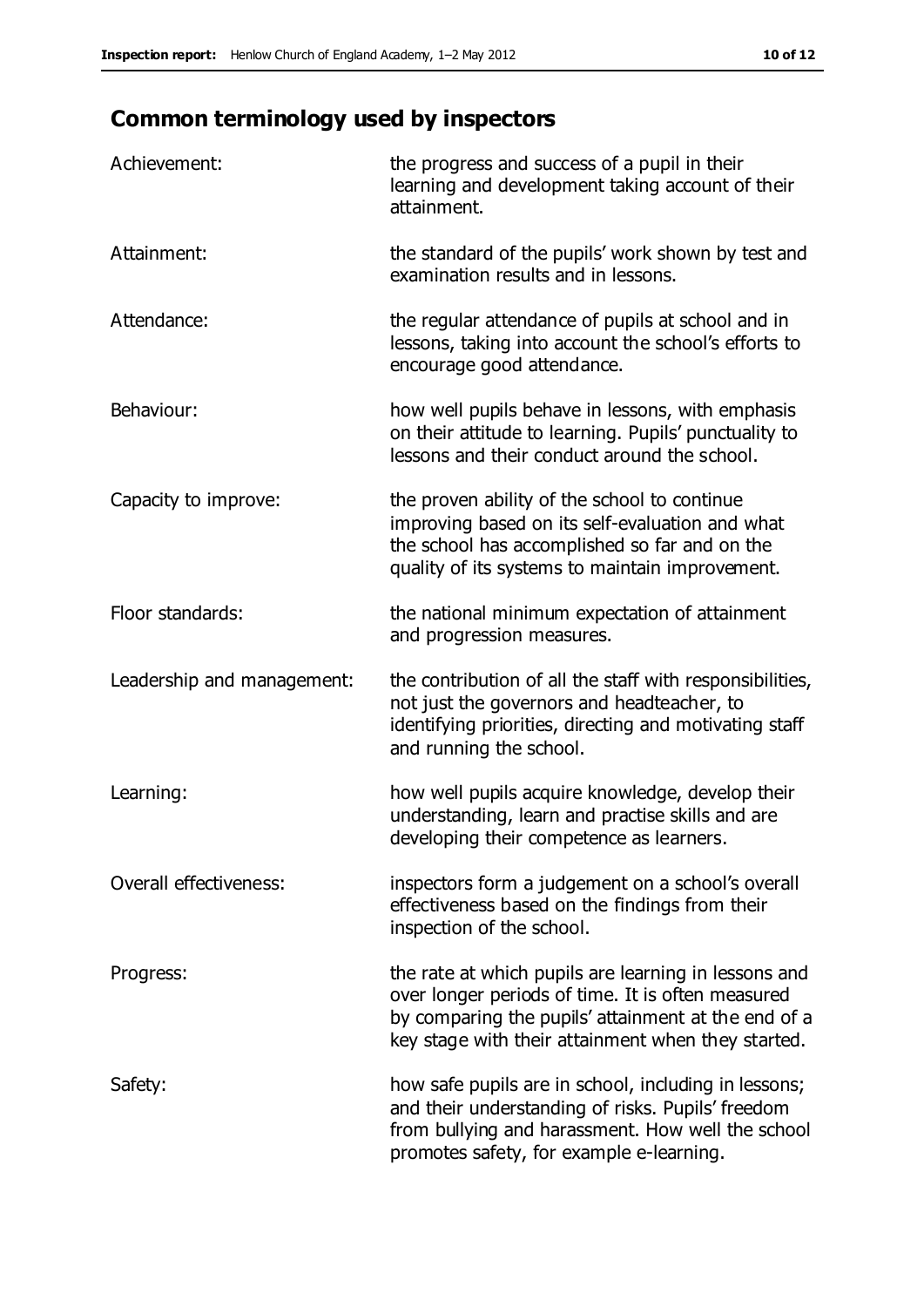## Common terminology used by inspectors

| | |
|---|---|
| Achievement: | the progress and success of a pupil in their learning and development taking account of their attainment. |
| Attainment: | the standard of the pupils' work shown by test and examination results and in lessons. |
| Attendance: | the regular attendance of pupils at school and in lessons, taking into account the school's efforts to encourage good attendance. |
| Behaviour: | how well pupils behave in lessons, with emphasis on their attitude to learning. Pupils' punctuality to lessons and their conduct around the school. |
| Capacity to improve: | the proven ability of the school to continue improving based on its self-evaluation and what the school has accomplished so far and on the quality of its systems to maintain improvement. |
| Floor standards: | the national minimum expectation of attainment and progression measures. |
| Leadership and management: | the contribution of all the staff with responsibilities, not just the governors and headteacher, to identifying priorities, directing and motivating staff and running the school. |
| Learning: | how well pupils acquire knowledge, develop their understanding, learn and practise skills and are developing their competence as learners. |
| Overall effectiveness: | inspectors form a judgement on a school's overall effectiveness based on the findings from their inspection of the school. |
| Progress: | the rate at which pupils are learning in lessons and over longer periods of time. It is often measured by comparing the pupils' attainment at the end of a key stage with their attainment when they started. |
| Safety: | how safe pupils are in school, including in lessons; and their understanding of risks. Pupils' freedom from bullying and harassment. How well the school promotes safety, for example e-learning. |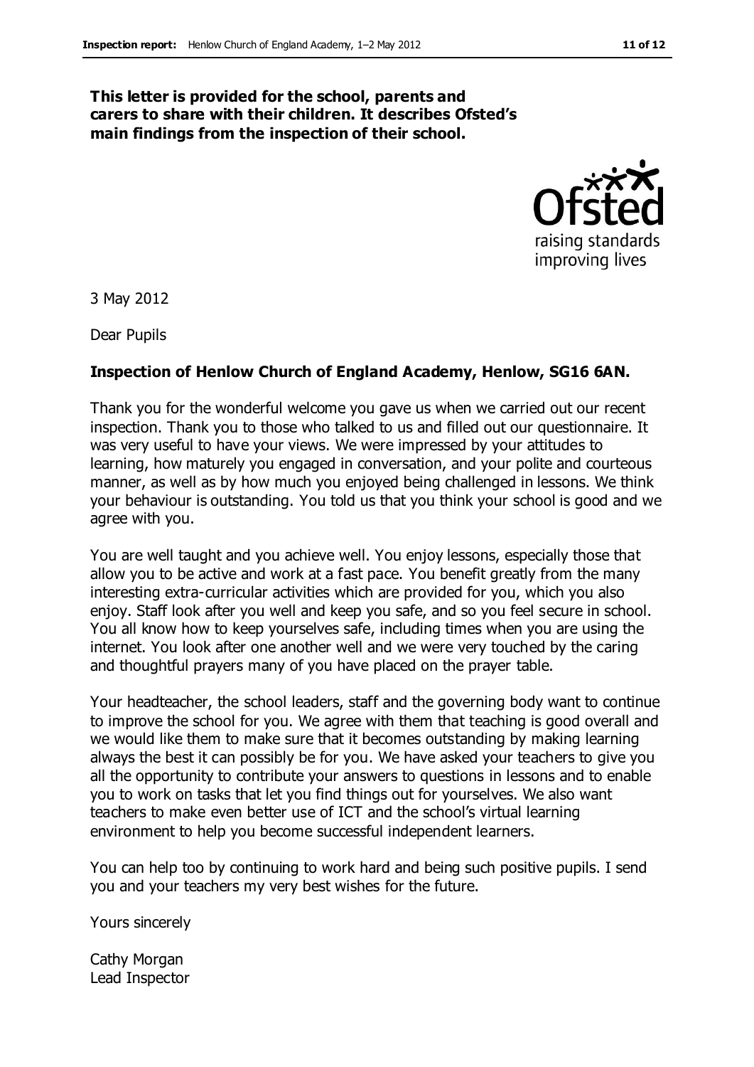**This letter is provided for the school, parents and carers to share with their children. It describes Ofsted's main findings from the inspection of their school.**

3 May 2012

Dear Pupils

**Inspection of Henlow Church of England Academy, Henlow, SG16 6AN.**

Thank you for the wonderful welcome you gave us when we carried out our recent inspection. Thank you to those who talked to us and filled out our questionnaire. It was very useful to have your views. We were impressed by your attitudes to learning, how maturely you engaged in conversation, and your polite and courteous manner, as well as by how much you enjoyed being challenged in lessons. We think your behaviour is outstanding. You told us that you think your school is good and we agree with you.

You are well taught and you achieve well. You enjoy lessons, especially those that allow you to be active and work at a fast pace. You benefit greatly from the many interesting extra-curricular activities which are provided for you, which you also enjoy. Staff look after you well and keep you safe, and so you feel secure in school. You all know how to keep yourselves safe, including times when you are using the internet. You look after one another well and we were very touched by the caring and thoughtful prayers many of you have placed on the prayer table.

Your headteacher, the school leaders, staff and the governing body want to continue to improve the school for you. We agree with them that teaching is good overall and we would like them to make sure that it becomes outstanding by making learning always the best it can possibly be for you. We have asked your teachers to give you all the opportunity to contribute your answers to questions in lessons and to enable you to work on tasks that let you find things out for yourselves. We also want teachers to make even better use of ICT and the school's virtual learning environment to help you become successful independent learners.

You can help too by continuing to work hard and being such positive pupils. I send you and your teachers my very best wishes for the future.

Yours sincerely

Cathy Morgan
Lead Inspector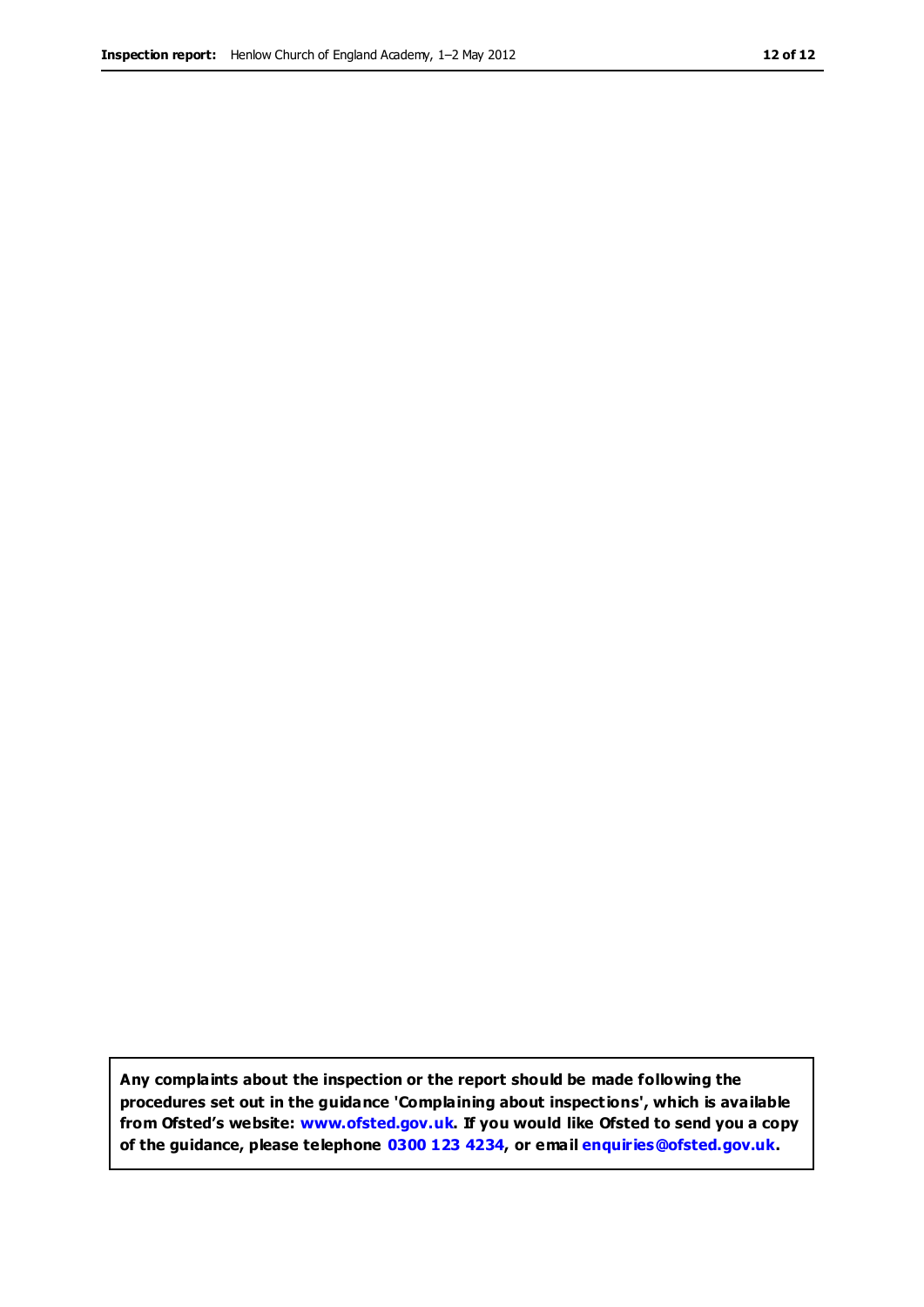**Any complaints about the inspection or the report should be made following the procedures set out in the guidance 'Complaining about inspections', which is available from Ofsted's website: www.ofsted.gov.uk. If you would like Ofsted to send you a copy of the guidance, please telephone 0300 123 4234, or email enquiries@ofsted.gov.uk.**